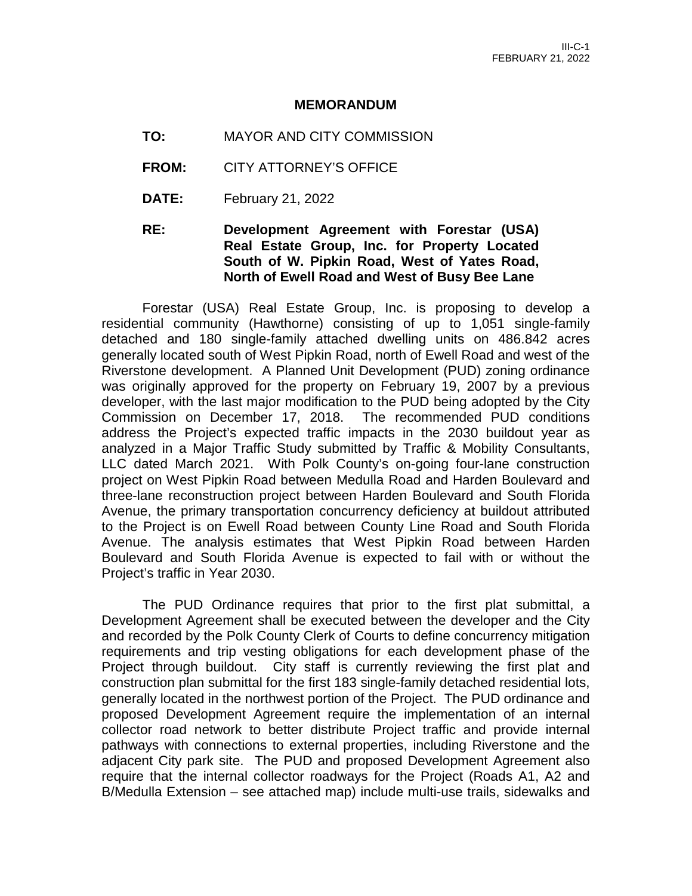III-C-1
FEBRUARY 21, 2022

# MEMORANDUM

**TO:** MAYOR AND CITY COMMISSION

**FROM:** CITY ATTORNEY'S OFFICE

**DATE:** February 21, 2022

**RE:** **Development Agreement with Forestar (USA) Real Estate Group, Inc. for Property Located South of W. Pipkin Road, West of Yates Road, North of Ewell Road and West of Busy Bee Lane**

Forestar (USA) Real Estate Group, Inc. is proposing to develop a residential community (Hawthorne) consisting of up to 1,051 single-family detached and 180 single-family attached dwelling units on 486.842 acres generally located south of West Pipkin Road, north of Ewell Road and west of the Riverstone development. A Planned Unit Development (PUD) zoning ordinance was originally approved for the property on February 19, 2007 by a previous developer, with the last major modification to the PUD being adopted by the City Commission on December 17, 2018. The recommended PUD conditions address the Project's expected traffic impacts in the 2030 buildout year as analyzed in a Major Traffic Study submitted by Traffic & Mobility Consultants, LLC dated March 2021. With Polk County's on-going four-lane construction project on West Pipkin Road between Medulla Road and Harden Boulevard and three-lane reconstruction project between Harden Boulevard and South Florida Avenue, the primary transportation concurrency deficiency at buildout attributed to the Project is on Ewell Road between County Line Road and South Florida Avenue. The analysis estimates that West Pipkin Road between Harden Boulevard and South Florida Avenue is expected to fail with or without the Project's traffic in Year 2030.

The PUD Ordinance requires that prior to the first plat submittal, a Development Agreement shall be executed between the developer and the City and recorded by the Polk County Clerk of Courts to define concurrency mitigation requirements and trip vesting obligations for each development phase of the Project through buildout. City staff is currently reviewing the first plat and construction plan submittal for the first 183 single-family detached residential lots, generally located in the northwest portion of the Project. The PUD ordinance and proposed Development Agreement require the implementation of an internal collector road network to better distribute Project traffic and provide internal pathways with connections to external properties, including Riverstone and the adjacent City park site. The PUD and proposed Development Agreement also require that the internal collector roadways for the Project (Roads A1, A2 and B/Medulla Extension – see attached map) include multi-use trails, sidewalks and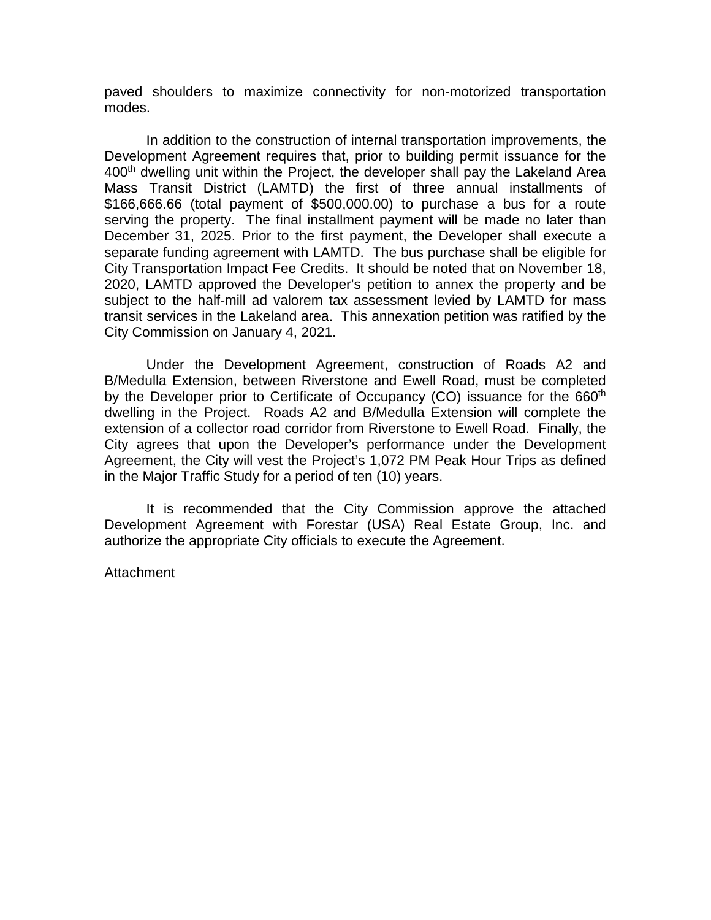paved shoulders to maximize connectivity for non-motorized transportation modes.

In addition to the construction of internal transportation improvements, the Development Agreement requires that, prior to building permit issuance for the 400th dwelling unit within the Project, the developer shall pay the Lakeland Area Mass Transit District (LAMTD) the first of three annual installments of $166,666.66 (total payment of $500,000.00) to purchase a bus for a route serving the property. The final installment payment will be made no later than December 31, 2025. Prior to the first payment, the Developer shall execute a separate funding agreement with LAMTD. The bus purchase shall be eligible for City Transportation Impact Fee Credits. It should be noted that on November 18, 2020, LAMTD approved the Developer's petition to annex the property and be subject to the half-mill ad valorem tax assessment levied by LAMTD for mass transit services in the Lakeland area. This annexation petition was ratified by the City Commission on January 4, 2021.

Under the Development Agreement, construction of Roads A2 and B/Medulla Extension, between Riverstone and Ewell Road, must be completed by the Developer prior to Certificate of Occupancy (CO) issuance for the 660th dwelling in the Project. Roads A2 and B/Medulla Extension will complete the extension of a collector road corridor from Riverstone to Ewell Road. Finally, the City agrees that upon the Developer's performance under the Development Agreement, the City will vest the Project's 1,072 PM Peak Hour Trips as defined in the Major Traffic Study for a period of ten (10) years.

It is recommended that the City Commission approve the attached Development Agreement with Forestar (USA) Real Estate Group, Inc. and authorize the appropriate City officials to execute the Agreement.

Attachment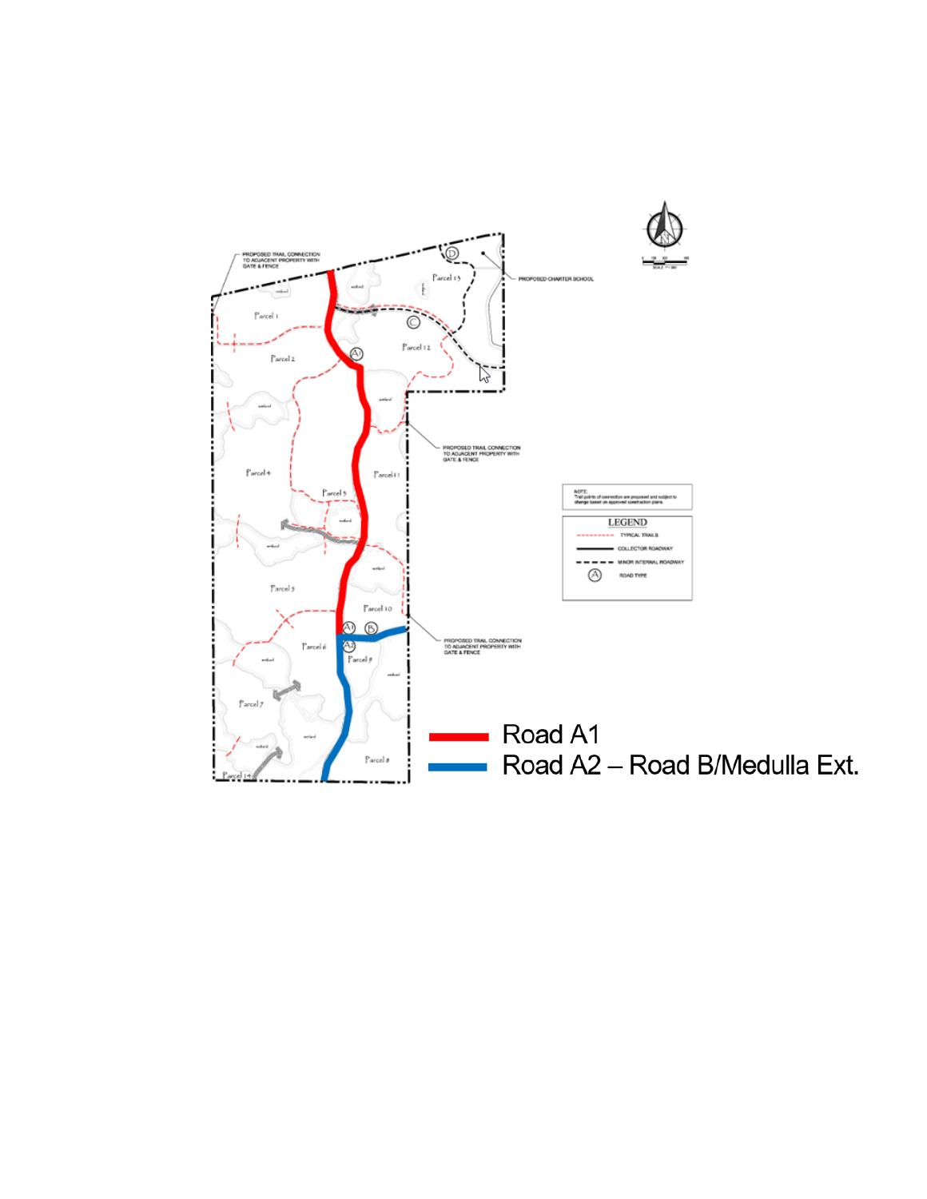PROPOSED TRAIL CONNECTION TO ADJACENT PROPERTY WITH GATE & FENCE

PROPOSED CHARTER SCHOOL

PROPOSED TRAIL CONNECTION TO ADJACENT PROPERTY WITH GATE & FENCE

PROPOSED TRAIL CONNECTION TO ADJACENT PROPERTY WITH GATE & FENCE

NOTE: Trail points of connection are proposed and subject to change based on approved construction plans.

LEGEND

- TYPICAL TRAILS
- COLLECTOR ROADWAY
- MINOR INTERNAL ROADWAY
- (A) ROAD TYPE

Parcel 1, Parcel 2, Parcel 4, Parcel 5, Parcel 3, Parcel 6, Parcel 7, Parcel 14, Parcel 8, Parcel 9, Parcel 10, Parcel 11, Parcel 12, Parcel 13

Road A1

Road A2 – Road B/Medulla Ext.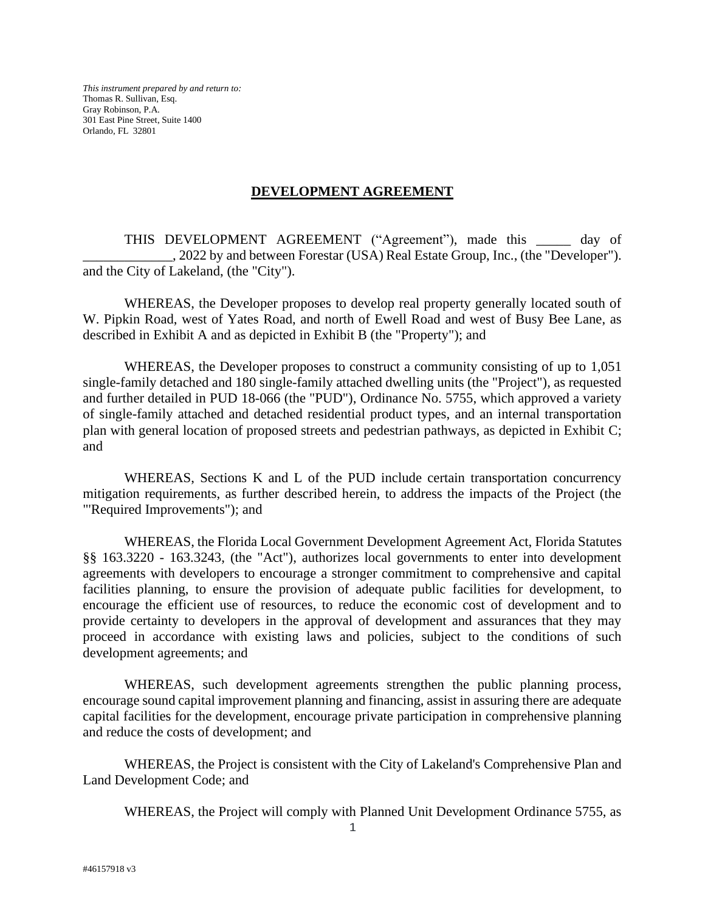*This instrument prepared by and return to:*
Thomas R. Sullivan, Esq.
Gray Robinson, P.A.
301 East Pine Street, Suite 1400
Orlando, FL 32801

# DEVELOPMENT AGREEMENT

THIS DEVELOPMENT AGREEMENT ("Agreement"), made this _____ day of _____________, 2022 by and between Forestar (USA) Real Estate Group, Inc., (the "Developer"). and the City of Lakeland, (the "City").

WHEREAS, the Developer proposes to develop real property generally located south of W. Pipkin Road, west of Yates Road, and north of Ewell Road and west of Busy Bee Lane, as described in Exhibit A and as depicted in Exhibit B (the "Property"); and

WHEREAS, the Developer proposes to construct a community consisting of up to 1,051 single-family detached and 180 single-family attached dwelling units (the "Project"), as requested and further detailed in PUD 18-066 (the "PUD"), Ordinance No. 5755, which approved a variety of single-family attached and detached residential product types, and an internal transportation plan with general location of proposed streets and pedestrian pathways, as depicted in Exhibit C; and

WHEREAS, Sections K and L of the PUD include certain transportation concurrency mitigation requirements, as further described herein, to address the impacts of the Project (the "'Required Improvements"); and

WHEREAS, the Florida Local Government Development Agreement Act, Florida Statutes §§ 163.3220 - 163.3243, (the "Act"), authorizes local governments to enter into development agreements with developers to encourage a stronger commitment to comprehensive and capital facilities planning, to ensure the provision of adequate public facilities for development, to encourage the efficient use of resources, to reduce the economic cost of development and to provide certainty to developers in the approval of development and assurances that they may proceed in accordance with existing laws and policies, subject to the conditions of such development agreements; and

WHEREAS, such development agreements strengthen the public planning process, encourage sound capital improvement planning and financing, assist in assuring there are adequate capital facilities for the development, encourage private participation in comprehensive planning and reduce the costs of development; and

WHEREAS, the Project is consistent with the City of Lakeland's Comprehensive Plan and Land Development Code; and

WHEREAS, the Project will comply with Planned Unit Development Ordinance 5755, as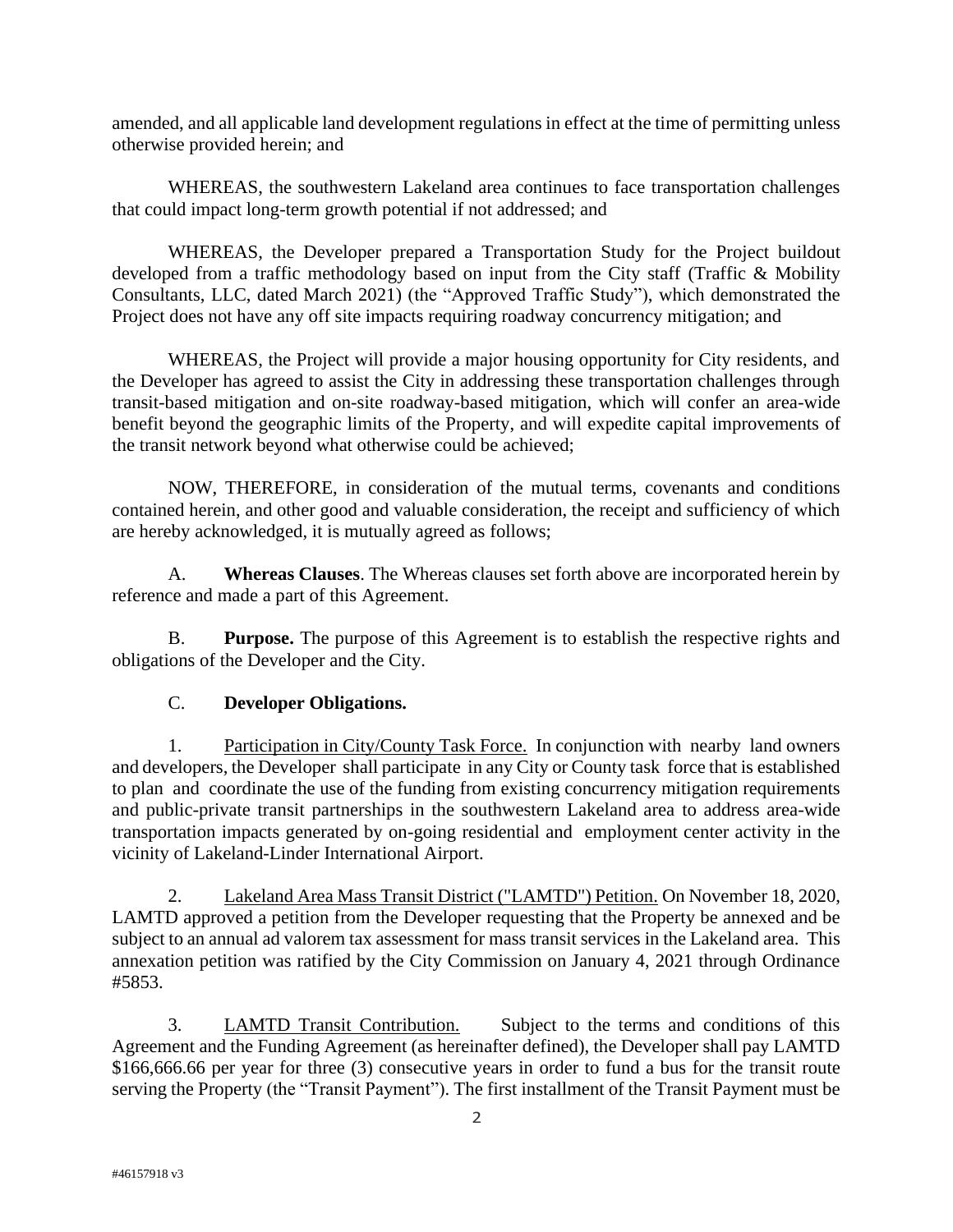amended, and all applicable land development regulations in effect at the time of permitting unless otherwise provided herein; and

WHEREAS, the southwestern Lakeland area continues to face transportation challenges that could impact long-term growth potential if not addressed; and

WHEREAS, the Developer prepared a Transportation Study for the Project buildout developed from a traffic methodology based on input from the City staff (Traffic & Mobility Consultants, LLC, dated March 2021) (the "Approved Traffic Study"), which demonstrated the Project does not have any off site impacts requiring roadway concurrency mitigation; and

WHEREAS, the Project will provide a major housing opportunity for City residents, and the Developer has agreed to assist the City in addressing these transportation challenges through transit-based mitigation and on-site roadway-based mitigation, which will confer an area-wide benefit beyond the geographic limits of the Property, and will expedite capital improvements of the transit network beyond what otherwise could be achieved;

NOW, THEREFORE, in consideration of the mutual terms, covenants and conditions contained herein, and other good and valuable consideration, the receipt and sufficiency of which are hereby acknowledged, it is mutually agreed as follows;

A. **Whereas Clauses**. The Whereas clauses set forth above are incorporated herein by reference and made a part of this Agreement.

B. **Purpose.** The purpose of this Agreement is to establish the respective rights and obligations of the Developer and the City.

C. **Developer Obligations.**

1. Participation in City/County Task Force. In conjunction with nearby land owners and developers, the Developer shall participate in any City or County task force that is established to plan and coordinate the use of the funding from existing concurrency mitigation requirements and public-private transit partnerships in the southwestern Lakeland area to address area-wide transportation impacts generated by on-going residential and employment center activity in the vicinity of Lakeland-Linder International Airport.

2. Lakeland Area Mass Transit District ("LAMTD") Petition. On November 18, 2020, LAMTD approved a petition from the Developer requesting that the Property be annexed and be subject to an annual ad valorem tax assessment for mass transit services in the Lakeland area. This annexation petition was ratified by the City Commission on January 4, 2021 through Ordinance #5853.

3. LAMTD Transit Contribution. Subject to the terms and conditions of this Agreement and the Funding Agreement (as hereinafter defined), the Developer shall pay LAMTD $166,666.66 per year for three (3) consecutive years in order to fund a bus for the transit route serving the Property (the "Transit Payment"). The first installment of the Transit Payment must be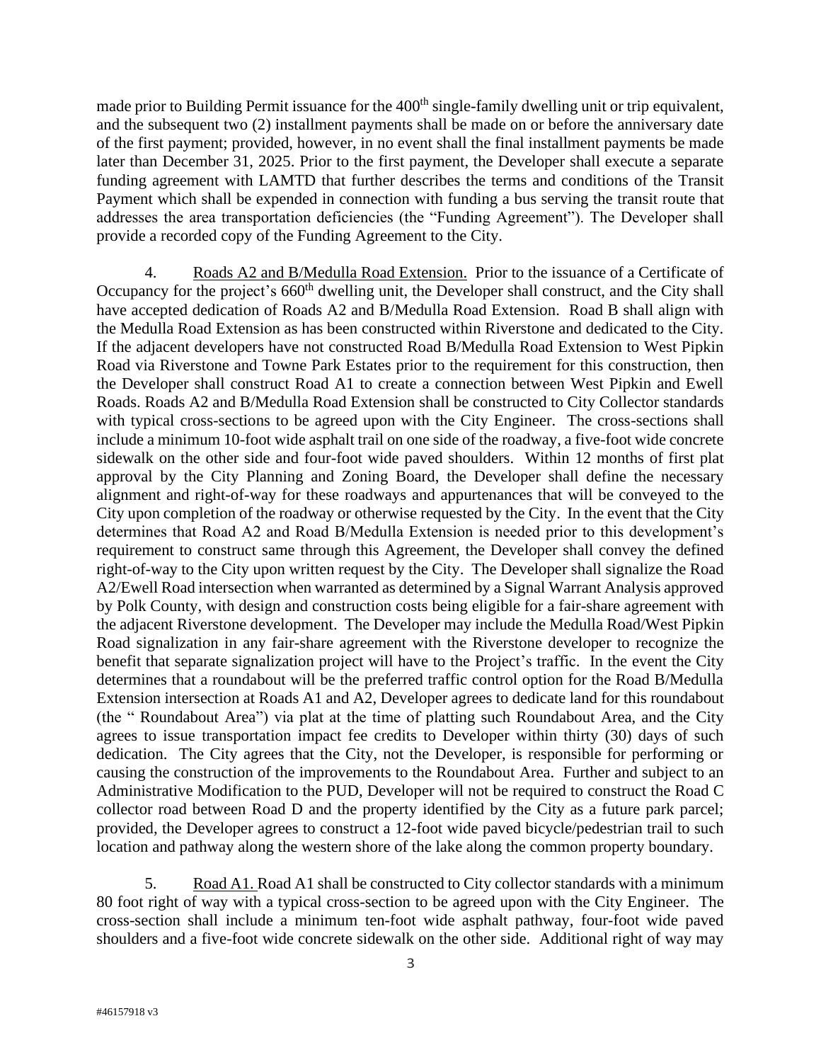made prior to Building Permit issuance for the 400th single-family dwelling unit or trip equivalent, and the subsequent two (2) installment payments shall be made on or before the anniversary date of the first payment; provided, however, in no event shall the final installment payments be made later than December 31, 2025. Prior to the first payment, the Developer shall execute a separate funding agreement with LAMTD that further describes the terms and conditions of the Transit Payment which shall be expended in connection with funding a bus serving the transit route that addresses the area transportation deficiencies (the "Funding Agreement"). The Developer shall provide a recorded copy of the Funding Agreement to the City.

4. Roads A2 and B/Medulla Road Extension. Prior to the issuance of a Certificate of Occupancy for the project's 660th dwelling unit, the Developer shall construct, and the City shall have accepted dedication of Roads A2 and B/Medulla Road Extension. Road B shall align with the Medulla Road Extension as has been constructed within Riverstone and dedicated to the City. If the adjacent developers have not constructed Road B/Medulla Road Extension to West Pipkin Road via Riverstone and Towne Park Estates prior to the requirement for this construction, then the Developer shall construct Road A1 to create a connection between West Pipkin and Ewell Roads. Roads A2 and B/Medulla Road Extension shall be constructed to City Collector standards with typical cross-sections to be agreed upon with the City Engineer. The cross-sections shall include a minimum 10-foot wide asphalt trail on one side of the roadway, a five-foot wide concrete sidewalk on the other side and four-foot wide paved shoulders. Within 12 months of first plat approval by the City Planning and Zoning Board, the Developer shall define the necessary alignment and right-of-way for these roadways and appurtenances that will be conveyed to the City upon completion of the roadway or otherwise requested by the City. In the event that the City determines that Road A2 and Road B/Medulla Extension is needed prior to this development's requirement to construct same through this Agreement, the Developer shall convey the defined right-of-way to the City upon written request by the City. The Developer shall signalize the Road A2/Ewell Road intersection when warranted as determined by a Signal Warrant Analysis approved by Polk County, with design and construction costs being eligible for a fair-share agreement with the adjacent Riverstone development. The Developer may include the Medulla Road/West Pipkin Road signalization in any fair-share agreement with the Riverstone developer to recognize the benefit that separate signalization project will have to the Project's traffic. In the event the City determines that a roundabout will be the preferred traffic control option for the Road B/Medulla Extension intersection at Roads A1 and A2, Developer agrees to dedicate land for this roundabout (the " Roundabout Area") via plat at the time of platting such Roundabout Area, and the City agrees to issue transportation impact fee credits to Developer within thirty (30) days of such dedication. The City agrees that the City, not the Developer, is responsible for performing or causing the construction of the improvements to the Roundabout Area. Further and subject to an Administrative Modification to the PUD, Developer will not be required to construct the Road C collector road between Road D and the property identified by the City as a future park parcel; provided, the Developer agrees to construct a 12-foot wide paved bicycle/pedestrian trail to such location and pathway along the western shore of the lake along the common property boundary.

5. Road A1. Road A1 shall be constructed to City collector standards with a minimum 80 foot right of way with a typical cross-section to be agreed upon with the City Engineer. The cross-section shall include a minimum ten-foot wide asphalt pathway, four-foot wide paved shoulders and a five-foot wide concrete sidewalk on the other side. Additional right of way may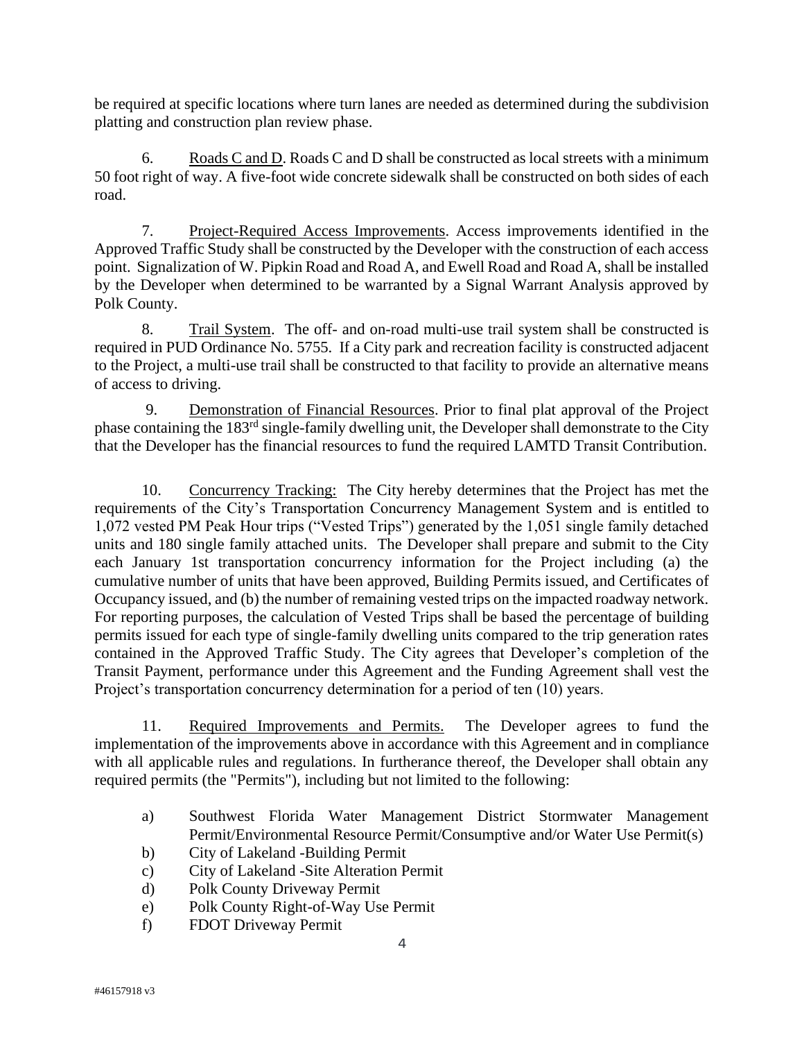be required at specific locations where turn lanes are needed as determined during the subdivision platting and construction plan review phase.

6. Roads C and D. Roads C and D shall be constructed as local streets with a minimum 50 foot right of way. A five-foot wide concrete sidewalk shall be constructed on both sides of each road.

7. Project-Required Access Improvements. Access improvements identified in the Approved Traffic Study shall be constructed by the Developer with the construction of each access point. Signalization of W. Pipkin Road and Road A, and Ewell Road and Road A, shall be installed by the Developer when determined to be warranted by a Signal Warrant Analysis approved by Polk County.

8. Trail System. The off- and on-road multi-use trail system shall be constructed is required in PUD Ordinance No. 5755. If a City park and recreation facility is constructed adjacent to the Project, a multi-use trail shall be constructed to that facility to provide an alternative means of access to driving.

9. Demonstration of Financial Resources. Prior to final plat approval of the Project phase containing the 183rd single-family dwelling unit, the Developer shall demonstrate to the City that the Developer has the financial resources to fund the required LAMTD Transit Contribution.

10. Concurrency Tracking: The City hereby determines that the Project has met the requirements of the City's Transportation Concurrency Management System and is entitled to 1,072 vested PM Peak Hour trips ("Vested Trips") generated by the 1,051 single family detached units and 180 single family attached units. The Developer shall prepare and submit to the City each January 1st transportation concurrency information for the Project including (a) the cumulative number of units that have been approved, Building Permits issued, and Certificates of Occupancy issued, and (b) the number of remaining vested trips on the impacted roadway network. For reporting purposes, the calculation of Vested Trips shall be based the percentage of building permits issued for each type of single-family dwelling units compared to the trip generation rates contained in the Approved Traffic Study. The City agrees that Developer's completion of the Transit Payment, performance under this Agreement and the Funding Agreement shall vest the Project's transportation concurrency determination for a period of ten (10) years.

11. Required Improvements and Permits. The Developer agrees to fund the implementation of the improvements above in accordance with this Agreement and in compliance with all applicable rules and regulations. In furtherance thereof, the Developer shall obtain any required permits (the "Permits"), including but not limited to the following:

a) Southwest Florida Water Management District Stormwater Management Permit/Environmental Resource Permit/Consumptive and/or Water Use Permit(s)
b) City of Lakeland -Building Permit
c) City of Lakeland -Site Alteration Permit
d) Polk County Driveway Permit
e) Polk County Right-of-Way Use Permit
f) FDOT Driveway Permit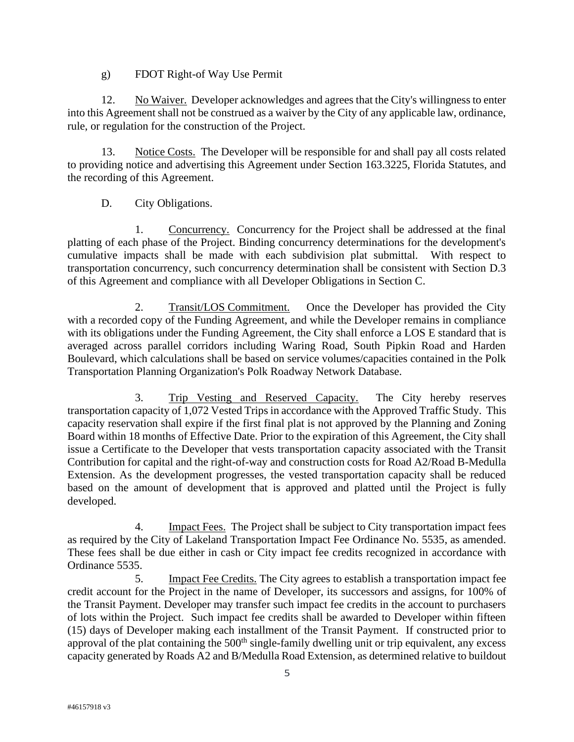g) FDOT Right-of Way Use Permit

12. No Waiver. Developer acknowledges and agrees that the City's willingness to enter into this Agreement shall not be construed as a waiver by the City of any applicable law, ordinance, rule, or regulation for the construction of the Project.

13. Notice Costs. The Developer will be responsible for and shall pay all costs related to providing notice and advertising this Agreement under Section 163.3225, Florida Statutes, and the recording of this Agreement.

D. City Obligations.

1. Concurrency. Concurrency for the Project shall be addressed at the final platting of each phase of the Project. Binding concurrency determinations for the development's cumulative impacts shall be made with each subdivision plat submittal. With respect to transportation concurrency, such concurrency determination shall be consistent with Section D.3 of this Agreement and compliance with all Developer Obligations in Section C.

2. Transit/LOS Commitment. Once the Developer has provided the City with a recorded copy of the Funding Agreement, and while the Developer remains in compliance with its obligations under the Funding Agreement, the City shall enforce a LOS E standard that is averaged across parallel corridors including Waring Road, South Pipkin Road and Harden Boulevard, which calculations shall be based on service volumes/capacities contained in the Polk Transportation Planning Organization's Polk Roadway Network Database.

3. Trip Vesting and Reserved Capacity. The City hereby reserves transportation capacity of 1,072 Vested Trips in accordance with the Approved Traffic Study. This capacity reservation shall expire if the first final plat is not approved by the Planning and Zoning Board within 18 months of Effective Date. Prior to the expiration of this Agreement, the City shall issue a Certificate to the Developer that vests transportation capacity associated with the Transit Contribution for capital and the right-of-way and construction costs for Road A2/Road B-Medulla Extension. As the development progresses, the vested transportation capacity shall be reduced based on the amount of development that is approved and platted until the Project is fully developed.

4. Impact Fees. The Project shall be subject to City transportation impact fees as required by the City of Lakeland Transportation Impact Fee Ordinance No. 5535, as amended. These fees shall be due either in cash or City impact fee credits recognized in accordance with Ordinance 5535.

5. Impact Fee Credits. The City agrees to establish a transportation impact fee credit account for the Project in the name of Developer, its successors and assigns, for 100% of the Transit Payment. Developer may transfer such impact fee credits in the account to purchasers of lots within the Project. Such impact fee credits shall be awarded to Developer within fifteen (15) days of Developer making each installment of the Transit Payment. If constructed prior to approval of the plat containing the 500th single-family dwelling unit or trip equivalent, any excess capacity generated by Roads A2 and B/Medulla Road Extension, as determined relative to buildout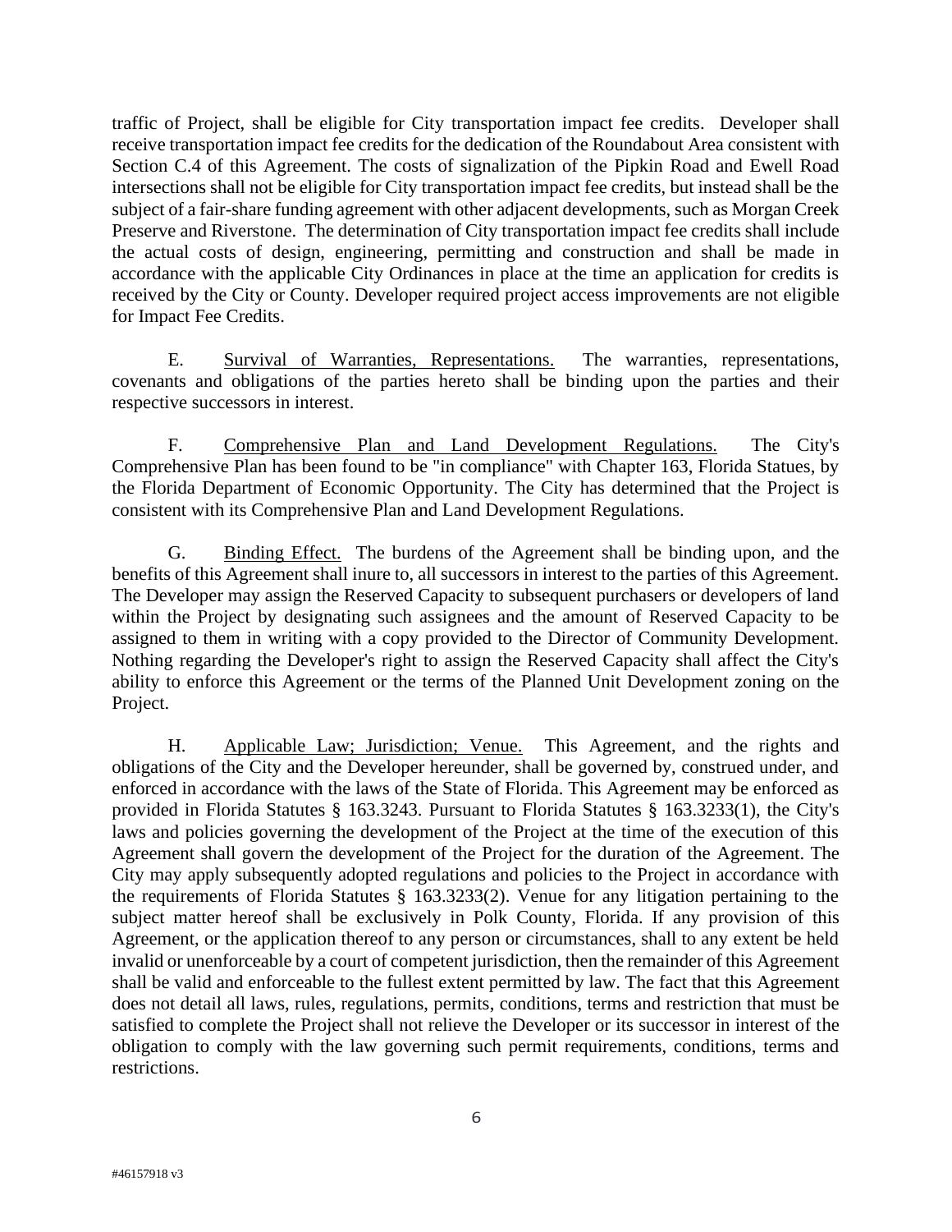traffic of Project, shall be eligible for City transportation impact fee credits. Developer shall receive transportation impact fee credits for the dedication of the Roundabout Area consistent with Section C.4 of this Agreement. The costs of signalization of the Pipkin Road and Ewell Road intersections shall not be eligible for City transportation impact fee credits, but instead shall be the subject of a fair-share funding agreement with other adjacent developments, such as Morgan Creek Preserve and Riverstone. The determination of City transportation impact fee credits shall include the actual costs of design, engineering, permitting and construction and shall be made in accordance with the applicable City Ordinances in place at the time an application for credits is received by the City or County. Developer required project access improvements are not eligible for Impact Fee Credits.

E. Survival of Warranties, Representations. The warranties, representations, covenants and obligations of the parties hereto shall be binding upon the parties and their respective successors in interest.

F. Comprehensive Plan and Land Development Regulations. The City's Comprehensive Plan has been found to be "in compliance" with Chapter 163, Florida Statues, by the Florida Department of Economic Opportunity. The City has determined that the Project is consistent with its Comprehensive Plan and Land Development Regulations.

G. Binding Effect. The burdens of the Agreement shall be binding upon, and the benefits of this Agreement shall inure to, all successors in interest to the parties of this Agreement. The Developer may assign the Reserved Capacity to subsequent purchasers or developers of land within the Project by designating such assignees and the amount of Reserved Capacity to be assigned to them in writing with a copy provided to the Director of Community Development. Nothing regarding the Developer's right to assign the Reserved Capacity shall affect the City's ability to enforce this Agreement or the terms of the Planned Unit Development zoning on the Project.

H. Applicable Law; Jurisdiction; Venue. This Agreement, and the rights and obligations of the City and the Developer hereunder, shall be governed by, construed under, and enforced in accordance with the laws of the State of Florida. This Agreement may be enforced as provided in Florida Statutes § 163.3243. Pursuant to Florida Statutes § 163.3233(1), the City's laws and policies governing the development of the Project at the time of the execution of this Agreement shall govern the development of the Project for the duration of the Agreement. The City may apply subsequently adopted regulations and policies to the Project in accordance with the requirements of Florida Statutes § 163.3233(2). Venue for any litigation pertaining to the subject matter hereof shall be exclusively in Polk County, Florida. If any provision of this Agreement, or the application thereof to any person or circumstances, shall to any extent be held invalid or unenforceable by a court of competent jurisdiction, then the remainder of this Agreement shall be valid and enforceable to the fullest extent permitted by law. The fact that this Agreement does not detail all laws, rules, regulations, permits, conditions, terms and restriction that must be satisfied to complete the Project shall not relieve the Developer or its successor in interest of the obligation to comply with the law governing such permit requirements, conditions, terms and restrictions.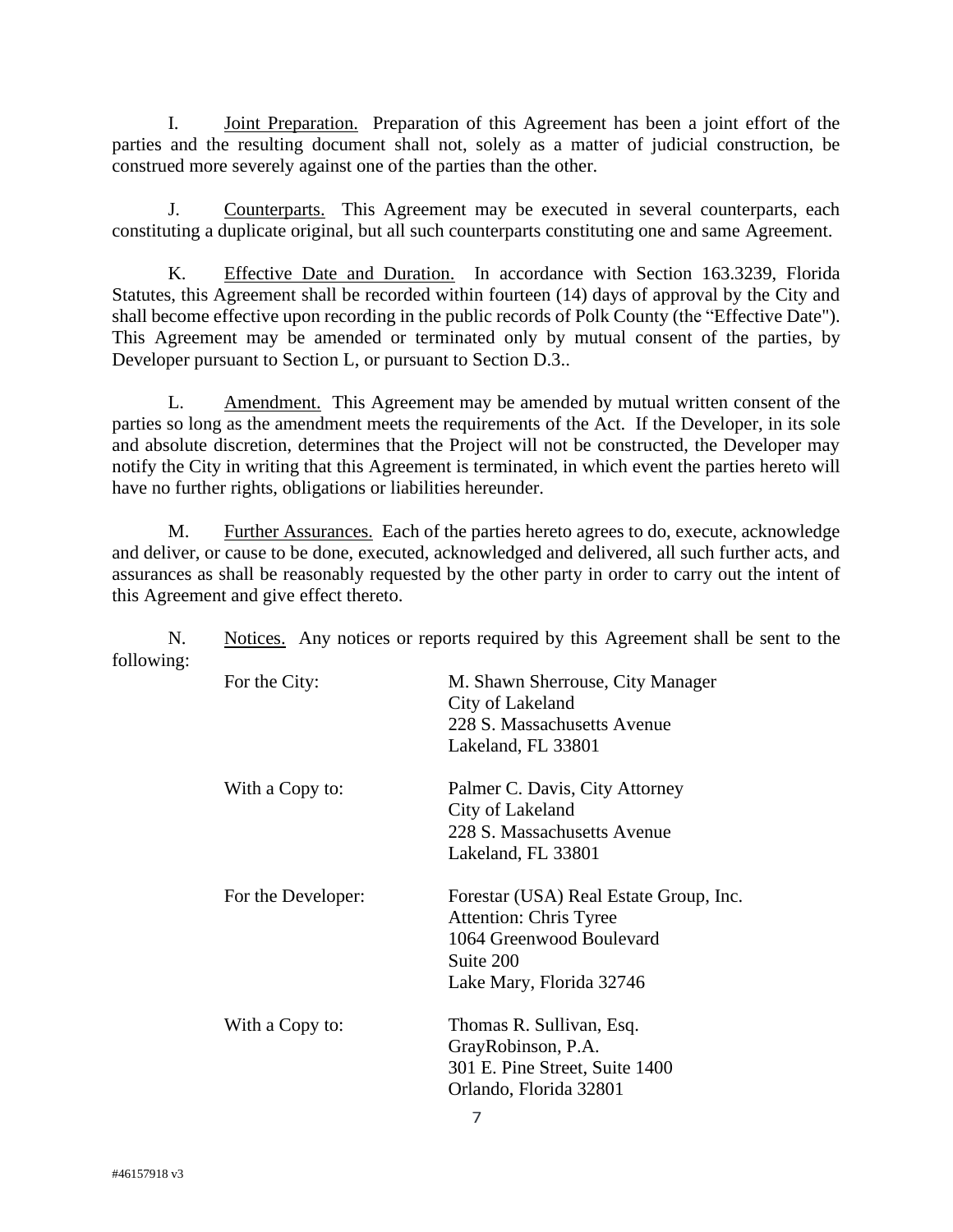I. Joint Preparation. Preparation of this Agreement has been a joint effort of the parties and the resulting document shall not, solely as a matter of judicial construction, be construed more severely against one of the parties than the other.

J. Counterparts. This Agreement may be executed in several counterparts, each constituting a duplicate original, but all such counterparts constituting one and same Agreement.

K. Effective Date and Duration. In accordance with Section 163.3239, Florida Statutes, this Agreement shall be recorded within fourteen (14) days of approval by the City and shall become effective upon recording in the public records of Polk County (the "Effective Date"). This Agreement may be amended or terminated only by mutual consent of the parties, by Developer pursuant to Section L, or pursuant to Section D.3..

L. Amendment. This Agreement may be amended by mutual written consent of the parties so long as the amendment meets the requirements of the Act. If the Developer, in its sole and absolute discretion, determines that the Project will not be constructed, the Developer may notify the City in writing that this Agreement is terminated, in which event the parties hereto will have no further rights, obligations or liabilities hereunder.

M. Further Assurances. Each of the parties hereto agrees to do, execute, acknowledge and deliver, or cause to be done, executed, acknowledged and delivered, all such further acts, and assurances as shall be reasonably requested by the other party in order to carry out the intent of this Agreement and give effect thereto.

N. Notices. Any notices or reports required by this Agreement shall be sent to the following:

For the City:
M. Shawn Sherrouse, City Manager
City of Lakeland
228 S. Massachusetts Avenue
Lakeland, FL 33801

With a Copy to:
Palmer C. Davis, City Attorney
City of Lakeland
228 S. Massachusetts Avenue
Lakeland, FL 33801

For the Developer:
Forestar (USA) Real Estate Group, Inc.
Attention: Chris Tyree
1064 Greenwood Boulevard
Suite 200
Lake Mary, Florida 32746

With a Copy to:
Thomas R. Sullivan, Esq.
GrayRobinson, P.A.
301 E. Pine Street, Suite 1400
Orlando, Florida 32801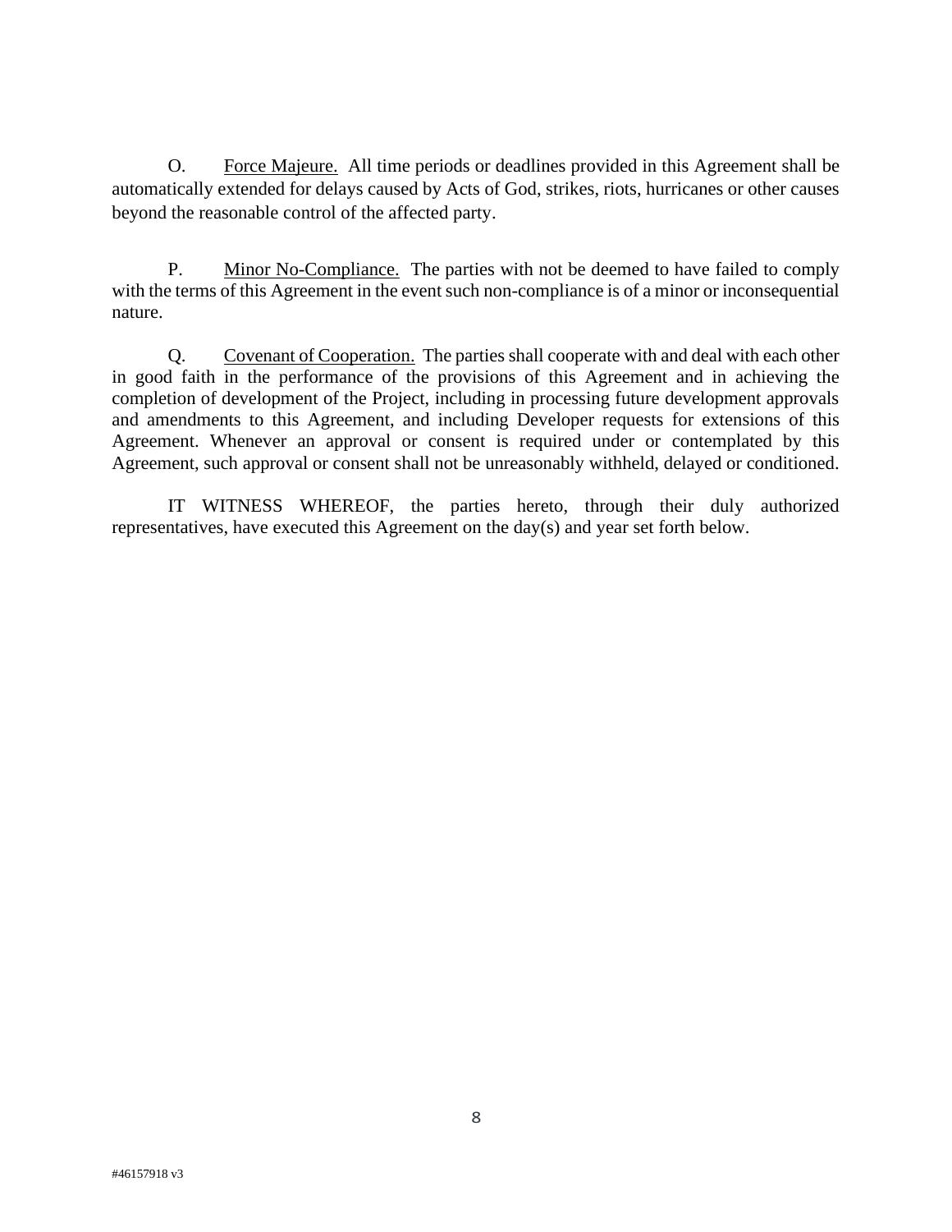O. Force Majeure. All time periods or deadlines provided in this Agreement shall be automatically extended for delays caused by Acts of God, strikes, riots, hurricanes or other causes beyond the reasonable control of the affected party.

P. Minor No-Compliance. The parties with not be deemed to have failed to comply with the terms of this Agreement in the event such non-compliance is of a minor or inconsequential nature.

Q. Covenant of Cooperation. The parties shall cooperate with and deal with each other in good faith in the performance of the provisions of this Agreement and in achieving the completion of development of the Project, including in processing future development approvals and amendments to this Agreement, and including Developer requests for extensions of this Agreement. Whenever an approval or consent is required under or contemplated by this Agreement, such approval or consent shall not be unreasonably withheld, delayed or conditioned.

IT WITNESS WHEREOF, the parties hereto, through their duly authorized representatives, have executed this Agreement on the day(s) and year set forth below.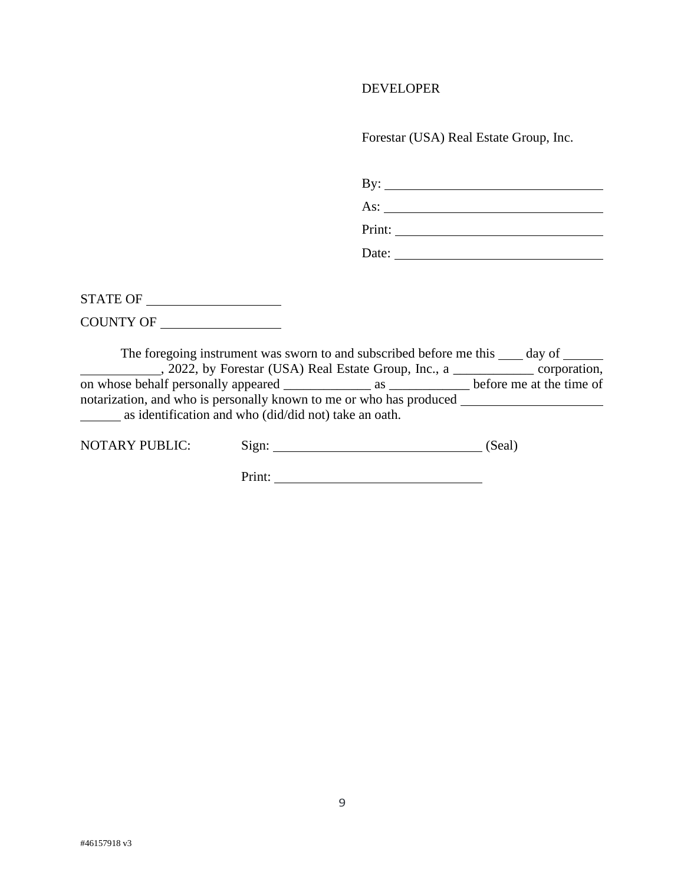DEVELOPER

Forestar (USA) Real Estate Group, Inc.

By: ______________________________

As: ______________________________

Print: ____________________________

Date: _____________________________

STATE OF ____________________

COUNTY OF __________________

The foregoing instrument was sworn to and subscribed before me this ____ day of ______ ____________, 2022, by Forestar (USA) Real Estate Group, Inc., a ____________ corporation, on whose behalf personally appeared _____________ as ____________ before me at the time of notarization, and who is personally known to me or who has produced _____________________ ______ as identification and who (did/did not) take an oath.

NOTARY PUBLIC: Sign: ______________________________ (Seal)

Print: ______________________________

#46157918 v3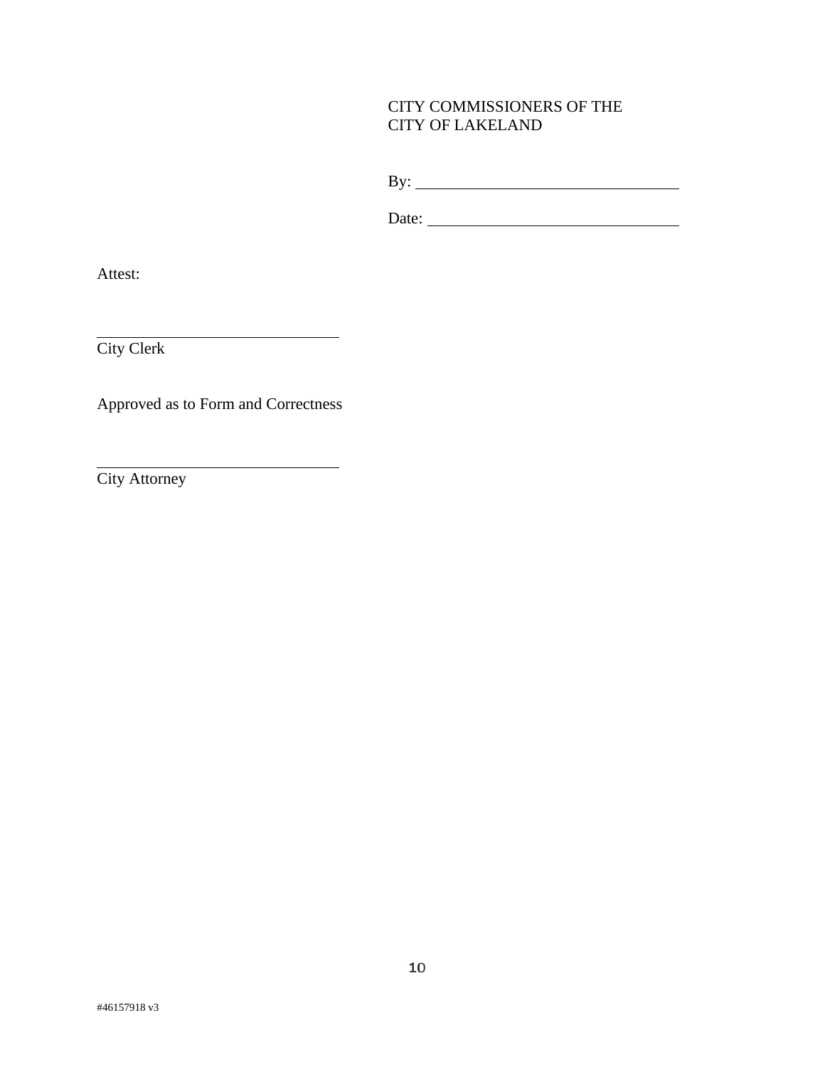CITY COMMISSIONERS OF THE
CITY OF LAKELAND

By: ________________________________

Date: ______________________________

Attest:

________________________________
City Clerk

Approved as to Form and Correctness

________________________________
City Attorney

#46157918 v3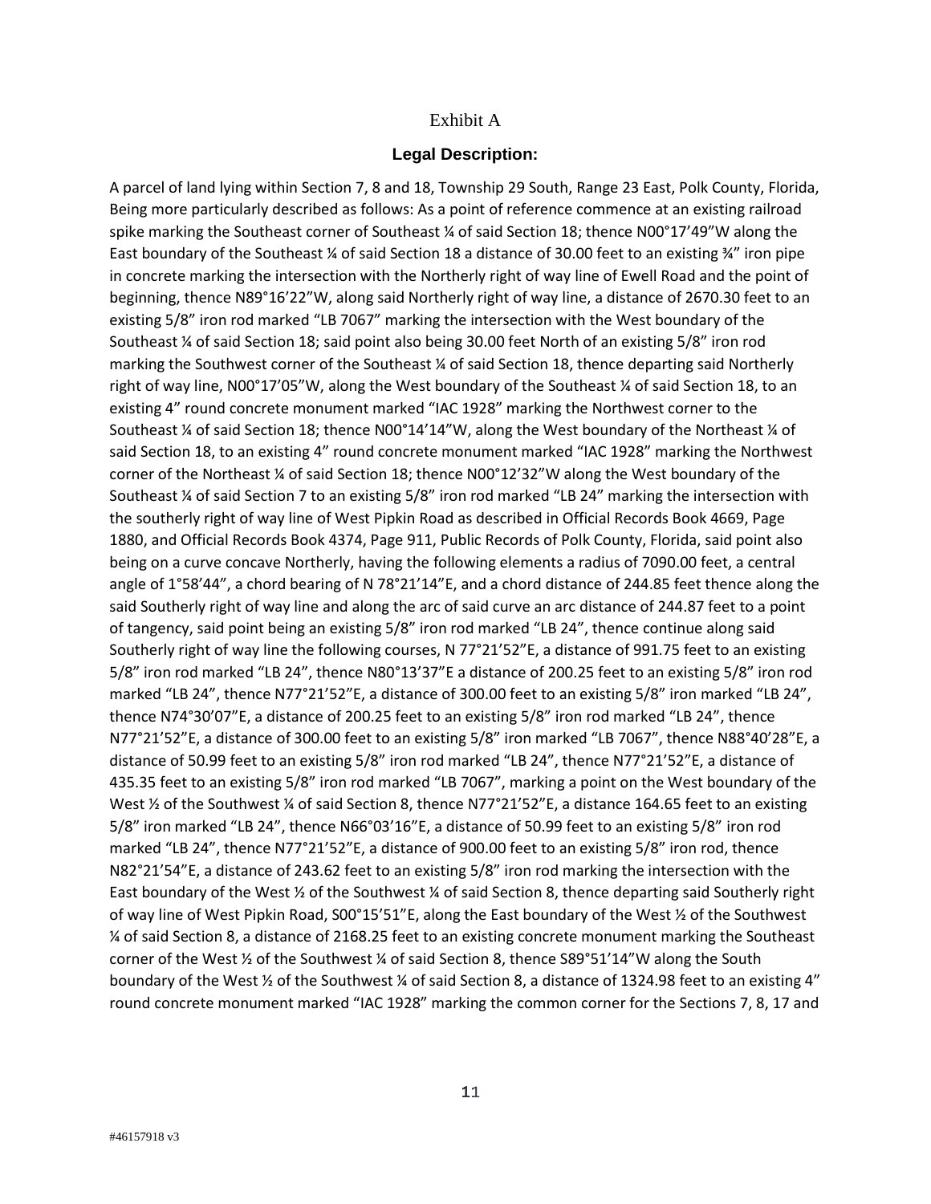Exhibit A

**Legal Description:**

A parcel of land lying within Section 7, 8 and 18, Township 29 South, Range 23 East, Polk County, Florida, Being more particularly described as follows: As a point of reference commence at an existing railroad spike marking the Southeast corner of Southeast ¼ of said Section 18; thence N00°17'49"W along the East boundary of the Southeast ¼ of said Section 18 a distance of 30.00 feet to an existing ¾" iron pipe in concrete marking the intersection with the Northerly right of way line of Ewell Road and the point of beginning, thence N89°16'22"W, along said Northerly right of way line, a distance of 2670.30 feet to an existing 5/8" iron rod marked "LB 7067" marking the intersection with the West boundary of the Southeast ¼ of said Section 18; said point also being 30.00 feet North of an existing 5/8" iron rod marking the Southwest corner of the Southeast ¼ of said Section 18, thence departing said Northerly right of way line, N00°17'05"W, along the West boundary of the Southeast ¼ of said Section 18, to an existing 4" round concrete monument marked "IAC 1928" marking the Northwest corner to the Southeast ¼ of said Section 18; thence N00°14'14"W, along the West boundary of the Northeast ¼ of said Section 18, to an existing 4" round concrete monument marked "IAC 1928" marking the Northwest corner of the Northeast ¼ of said Section 18; thence N00°12'32"W along the West boundary of the Southeast ¼ of said Section 7 to an existing 5/8" iron rod marked "LB 24" marking the intersection with the southerly right of way line of West Pipkin Road as described in Official Records Book 4669, Page 1880, and Official Records Book 4374, Page 911, Public Records of Polk County, Florida, said point also being on a curve concave Northerly, having the following elements a radius of 7090.00 feet, a central angle of 1°58'44", a chord bearing of N 78°21'14"E, and a chord distance of 244.85 feet thence along the said Southerly right of way line and along the arc of said curve an arc distance of 244.87 feet to a point of tangency, said point being an existing 5/8" iron rod marked "LB 24", thence continue along said Southerly right of way line the following courses, N 77°21'52"E, a distance of 991.75 feet to an existing 5/8" iron rod marked "LB 24", thence N80°13'37"E a distance of 200.25 feet to an existing 5/8" iron rod marked "LB 24", thence N77°21'52"E, a distance of 300.00 feet to an existing 5/8" iron marked "LB 24", thence N74°30'07"E, a distance of 200.25 feet to an existing 5/8" iron rod marked "LB 24", thence N77°21'52"E, a distance of 300.00 feet to an existing 5/8" iron marked "LB 7067", thence N88°40'28"E, a distance of 50.99 feet to an existing 5/8" iron rod marked "LB 24", thence N77°21'52"E, a distance of 435.35 feet to an existing 5/8" iron rod marked "LB 7067", marking a point on the West boundary of the West ½ of the Southwest ¼ of said Section 8, thence N77°21'52"E, a distance 164.65 feet to an existing 5/8" iron marked "LB 24", thence N66°03'16"E, a distance of 50.99 feet to an existing 5/8" iron rod marked "LB 24", thence N77°21'52"E, a distance of 900.00 feet to an existing 5/8" iron rod, thence N82°21'54"E, a distance of 243.62 feet to an existing 5/8" iron rod marking the intersection with the East boundary of the West ½ of the Southwest ¼ of said Section 8, thence departing said Southerly right of way line of West Pipkin Road, S00°15'51"E, along the East boundary of the West ½ of the Southwest ¼ of said Section 8, a distance of 2168.25 feet to an existing concrete monument marking the Southeast corner of the West ½ of the Southwest ¼ of said Section 8, thence S89°51'14"W along the South boundary of the West ½ of the Southwest ¼ of said Section 8, a distance of 1324.98 feet to an existing 4" round concrete monument marked "IAC 1928" marking the common corner for the Sections 7, 8, 17 and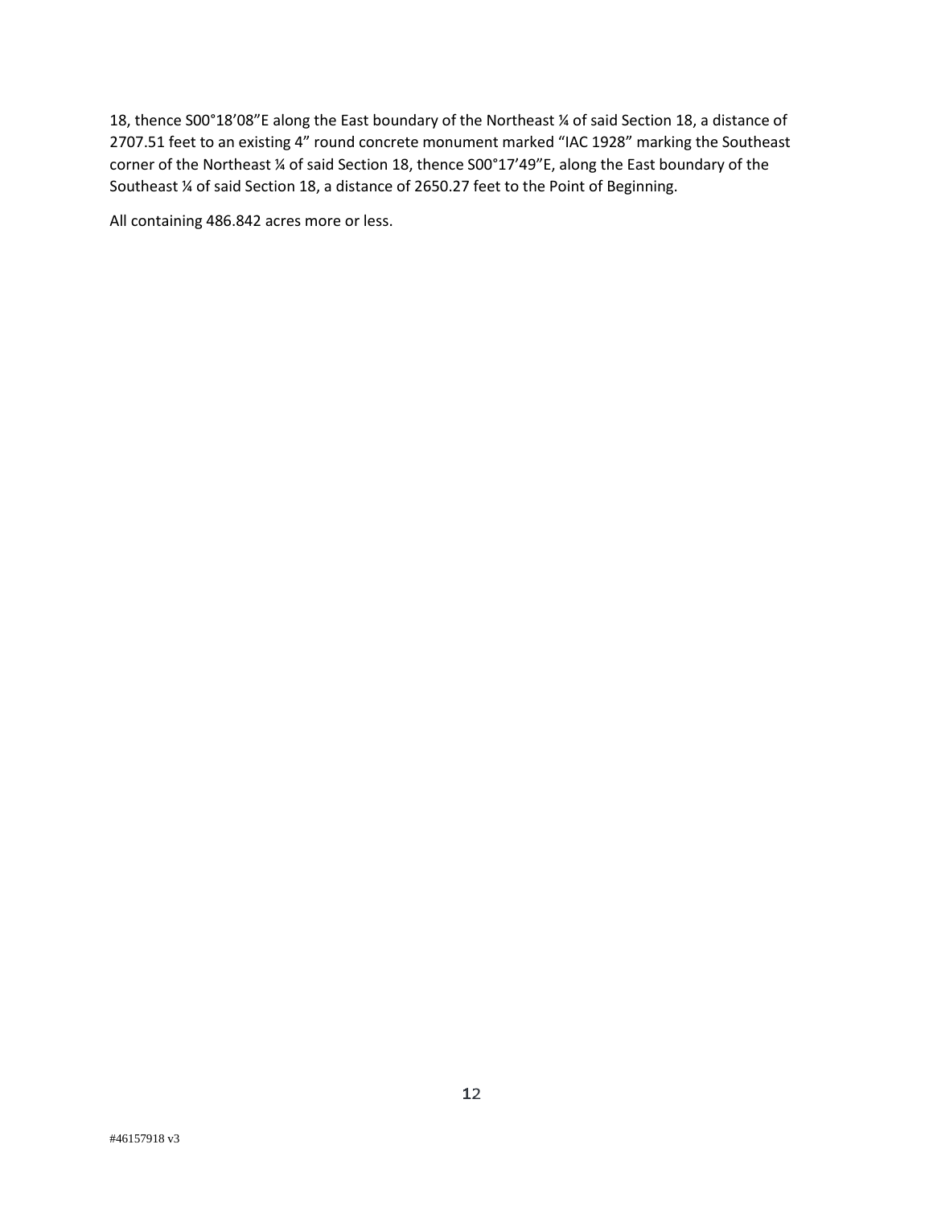18, thence S00°18’08”E along the East boundary of the Northeast ¼ of said Section 18, a distance of 2707.51 feet to an existing 4” round concrete monument marked “IAC 1928” marking the Southeast corner of the Northeast ¼ of said Section 18, thence S00°17’49”E, along the East boundary of the Southeast ¼ of said Section 18, a distance of 2650.27 feet to the Point of Beginning.

All containing 486.842 acres more or less.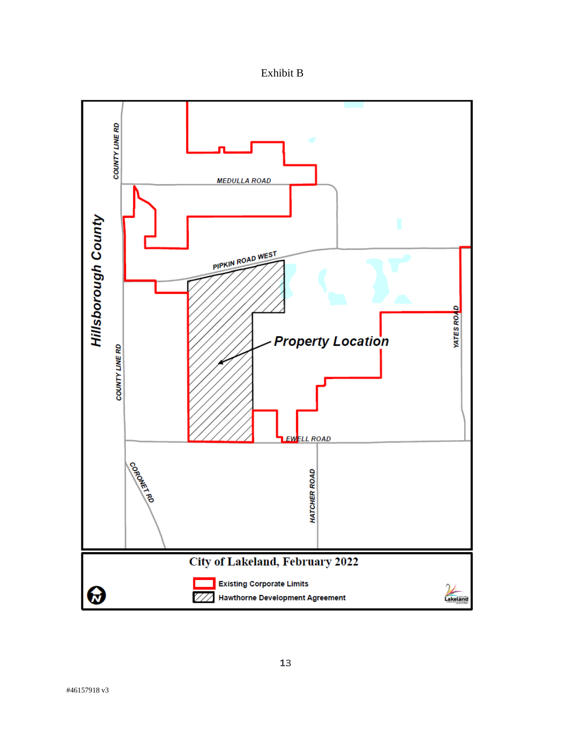Exhibit B

Hillsborough County

COUNTY LINE RD

MEDULLA ROAD

PIPKIN ROAD WEST

Property Location

YATES ROAD

COUNTY LINE RD

EWELL ROAD

CORONET RD

HATCHER ROAD

City of Lakeland, February 2022

Existing Corporate Limits

Hawthorne Development Agreement

#46157918 v3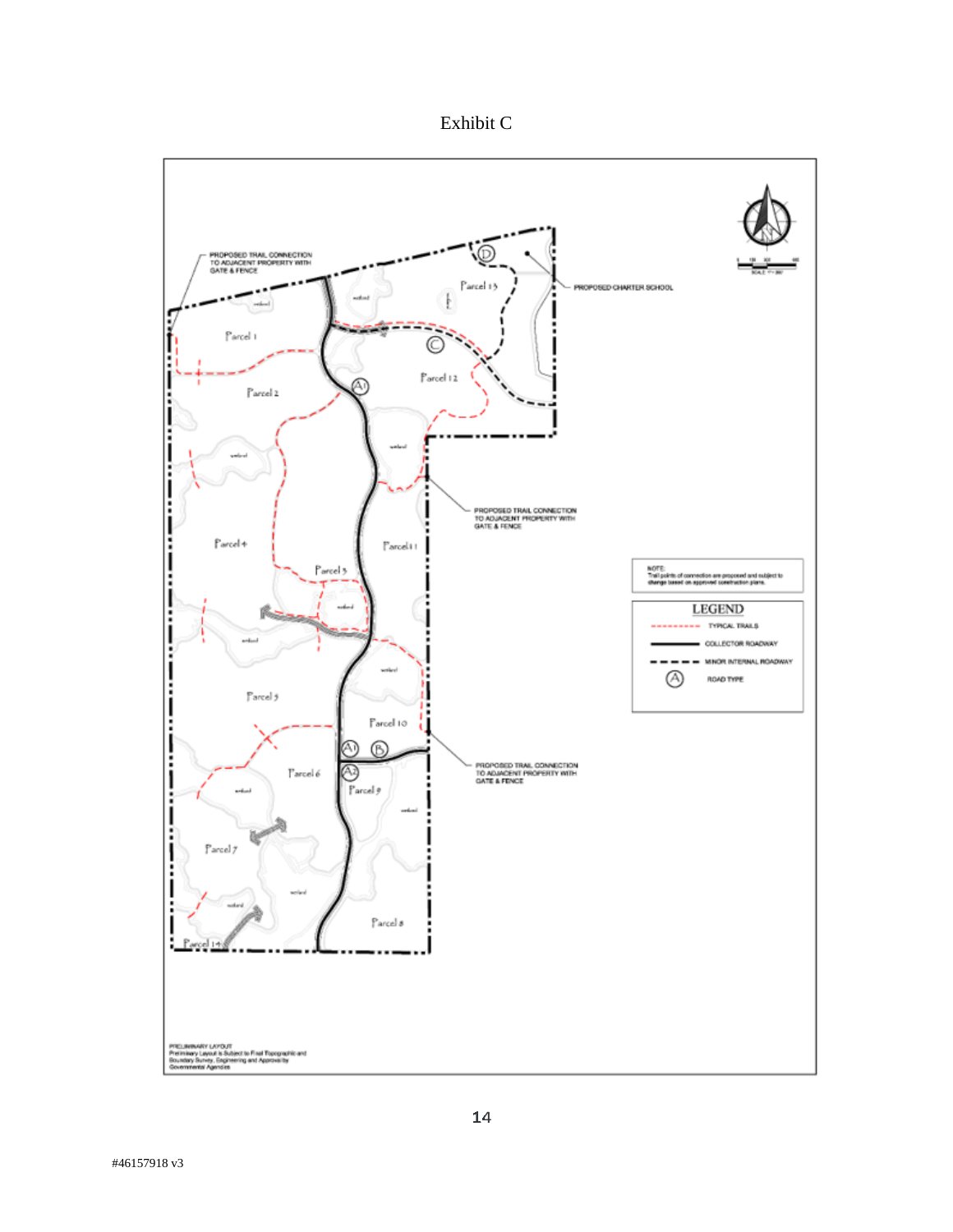# Exhibit C

PROPOSED TRAIL CONNECTION TO ADJACENT PROPERTY WITH GATE & FENCE

PROPOSED CHARTER SCHOOL

Parcel 1

Parcel 2

Parcel 4

Parcel 3

Parcel 5

Parcel 6

Parcel 7

Parcel 14

Parcel 8

Parcel 9

Parcel 10

Parcel 11

Parcel 12

Parcel 13

PROPOSED TRAIL CONNECTION TO ADJACENT PROPERTY WITH GATE & FENCE

PROPOSED TRAIL CONNECTION TO ADJACENT PROPERTY WITH GATE & FENCE

NOTE:
Trail points of connection are proposed and subject to change based on approved construction plans.

**LEGEND**

- TYPICAL TRAILS
- COLLECTOR ROADWAY
- MINOR INTERNAL ROADWAY
- (A) ROAD TYPE

PRELIMINARY LAYOUT
Preliminary Layout is Subject to Final Topographic and Boundary Survey, Engineering and Approval by Governmental Agencies

#46157918 v3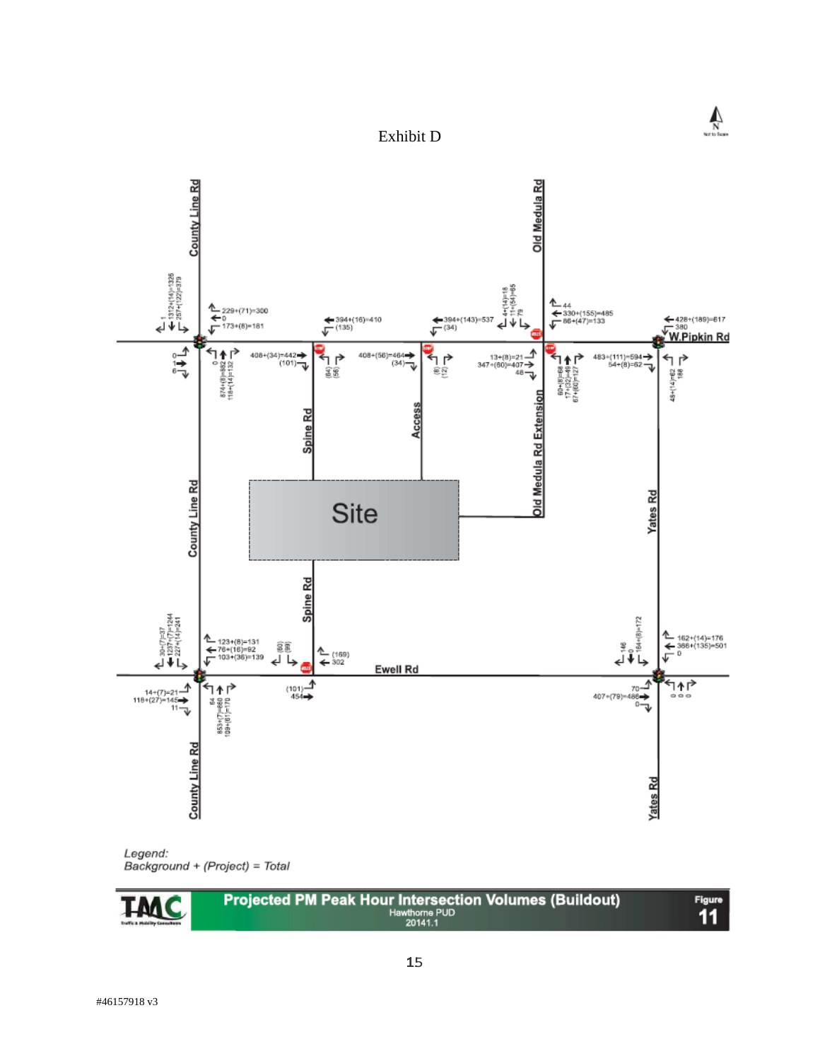Exhibit D

N
Not to Scale

County Line Rd

Old Medula Rd

1312+(14)=1326
257+(122)=379

229+(71)=300
0
173+(8)=181

394+(16)=410
(135)

394+(143)=537
(34)

4+(14)=18
11+(54)=65
79

44
330+(155)=485
86+(47)=133

428+(189)=617
380

W.Pipkin Rd

0
1
6

0
874+(8)=882
118+(14)=132

408+(34)=442
(101)

(64)
(56)

408+(56)=464
(34)

(8)
(12)

13+(8)=21
347+(60)=407
48

60+(8)=68
17+(32)=49
67+(60)=127

483+(111)=594
54+(8)=62

48+(14)=62
188

Spine Rd

Access

Old Medula Rd Extension

Site

County Line Rd

Yates Rd

Spine Rd

30+(7)=37
1237+(7)=1244
227+(14)=241

123+(8)=131
76+(16)=92
103+(36)=139

(60)
(99)

(169)
302

Ewell Rd

146
0
164+(8)=172

162+(14)=176
366+(135)=501
0

14+(7)=21
118+(27)=145
11

64
853+(7)=860
109+(61)=170

(101)
454

70
407+(79)=486
0

0
0
0

County Line Rd

Yates Rd

*Legend:*
*Background + (Project) = Total*

TMC Traffic & Mobility Consultants

**Projected PM Peak Hour Intersection Volumes (Buildout)**
Hawthorne PUD
20141.1

Figure 11

#46157918 v3